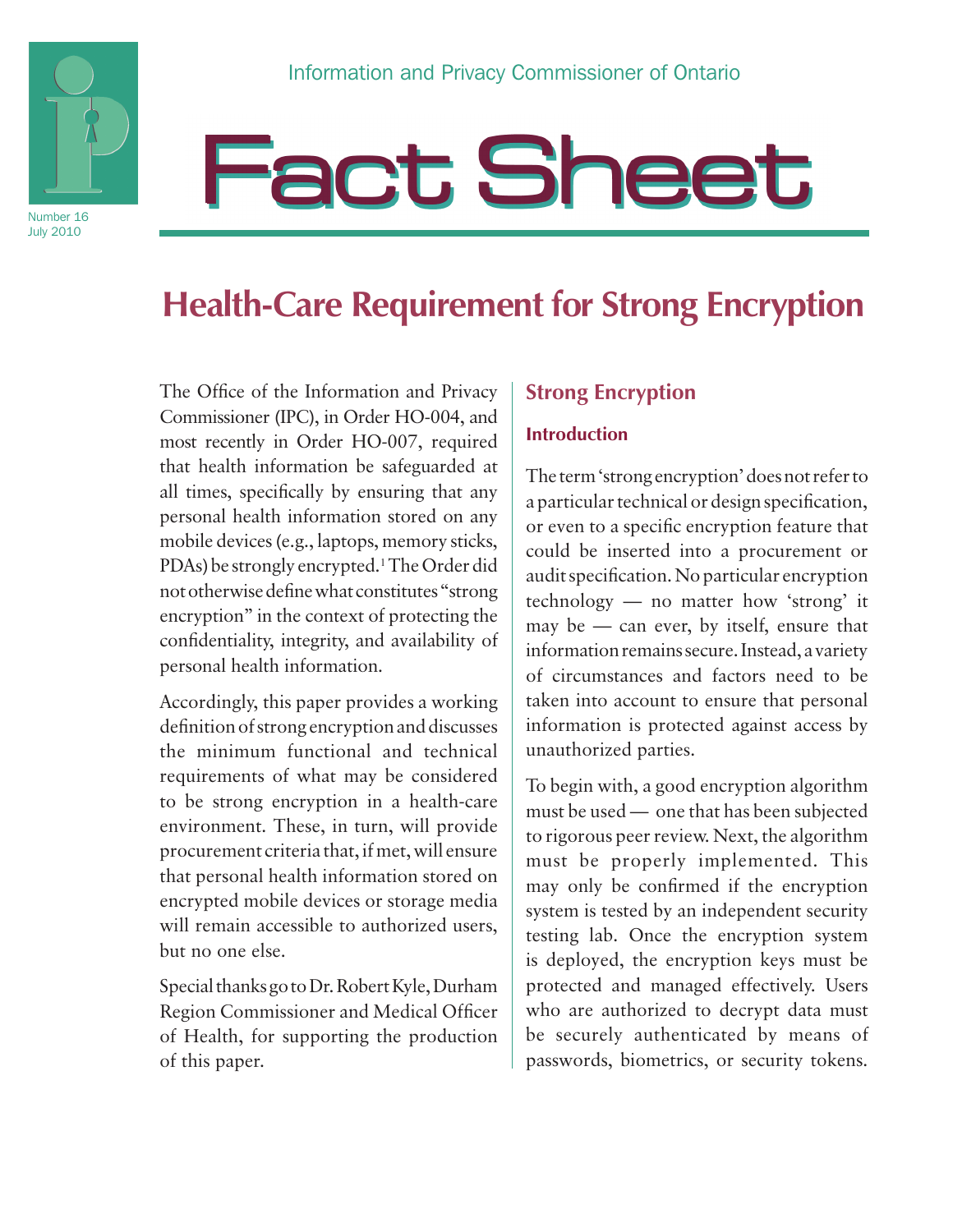Information and Privacy Commissioner of Ontario

# Fact Sheet

Number 16
July 2010

## Health-Care Requirement for Strong Encryption

The Office of the Information and Privacy Commissioner (IPC), in Order HO-004, and most recently in Order HO-007, required that health information be safeguarded at all times, specifically by ensuring that any personal health information stored on any mobile devices (e.g., laptops, memory sticks, PDAs) be strongly encrypted.[1] The Order did not otherwise define what constitutes "strong encryption" in the context of protecting the confidentiality, integrity, and availability of personal health information.

Accordingly, this paper provides a working definition of strong encryption and discusses the minimum functional and technical requirements of what may be considered to be strong encryption in a health-care environment. These, in turn, will provide procurement criteria that, if met, will ensure that personal health information stored on encrypted mobile devices or storage media will remain accessible to authorized users, but no one else.

Special thanks go to Dr. Robert Kyle, Durham Region Commissioner and Medical Officer of Health, for supporting the production of this paper.

## Strong Encryption

### Introduction

The term 'strong encryption' does not refer to a particular technical or design specification, or even to a specific encryption feature that could be inserted into a procurement or audit specification. No particular encryption technology — no matter how 'strong' it may be — can ever, by itself, ensure that information remains secure. Instead, a variety of circumstances and factors need to be taken into account to ensure that personal information is protected against access by unauthorized parties.

To begin with, a good encryption algorithm must be used — one that has been subjected to rigorous peer review. Next, the algorithm must be properly implemented. This may only be confirmed if the encryption system is tested by an independent security testing lab. Once the encryption system is deployed, the encryption keys must be protected and managed effectively. Users who are authorized to decrypt data must be securely authenticated by means of passwords, biometrics, or security tokens.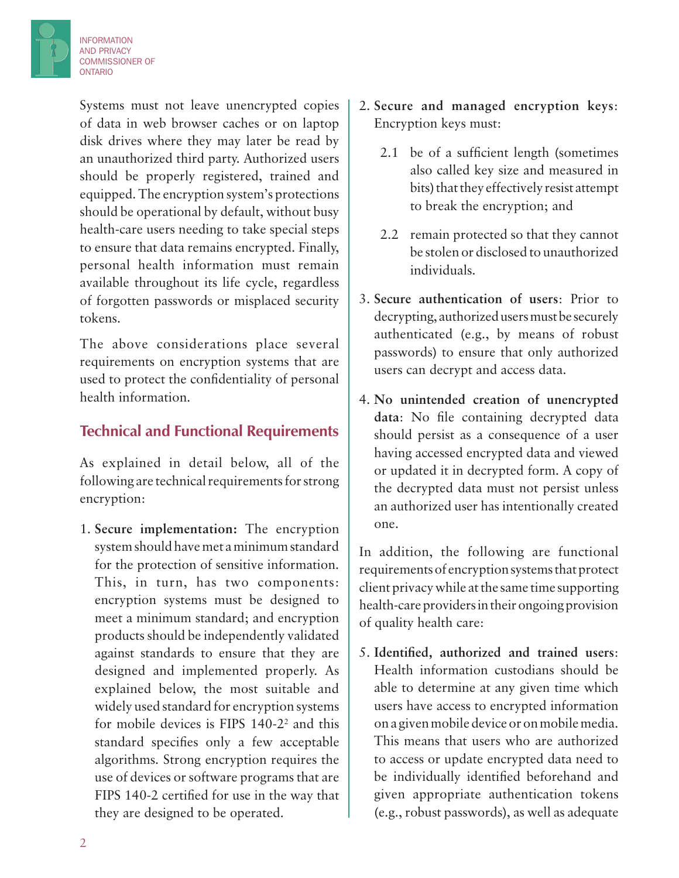Systems must not leave unencrypted copies of data in web browser caches or on laptop disk drives where they may later be read by an unauthorized third party. Authorized users should be properly registered, trained and equipped. The encryption system's protections should be operational by default, without busy health-care users needing to take special steps to ensure that data remains encrypted. Finally, personal health information must remain available throughout its life cycle, regardless of forgotten passwords or misplaced security tokens.

The above considerations place several requirements on encryption systems that are used to protect the confidentiality of personal health information.

## Technical and Functional Requirements

As explained in detail below, all of the following are technical requirements for strong encryption:

1. **Secure implementation:** The encryption system should have met a minimum standard for the protection of sensitive information. This, in turn, has two components: encryption systems must be designed to meet a minimum standard; and encryption products should be independently validated against standards to ensure that they are designed and implemented properly. As explained below, the most suitable and widely used standard for encryption systems for mobile devices is FIPS 140-2[2] and this standard specifies only a few acceptable algorithms. Strong encryption requires the use of devices or software programs that are FIPS 140-2 certified for use in the way that they are designed to be operated.

2. **Secure and managed encryption keys**: Encryption keys must:

   2.1 be of a sufficient length (sometimes also called key size and measured in bits) that they effectively resist attempt to break the encryption; and

   2.2 remain protected so that they cannot be stolen or disclosed to unauthorized individuals.

3. **Secure authentication of users**: Prior to decrypting, authorized users must be securely authenticated (e.g., by means of robust passwords) to ensure that only authorized users can decrypt and access data.

4. **No unintended creation of unencrypted data**: No file containing decrypted data should persist as a consequence of a user having accessed encrypted data and viewed or updated it in decrypted form. A copy of the decrypted data must not persist unless an authorized user has intentionally created one.

In addition, the following are functional requirements of encryption systems that protect client privacy while at the same time supporting health-care providers in their ongoing provision of quality health care:

5. **Identified, authorized and trained users**: Health information custodians should be able to determine at any given time which users have access to encrypted information on a given mobile device or on mobile media. This means that users who are authorized to access or update encrypted data need to be individually identified beforehand and given appropriate authentication tokens (e.g., robust passwords), as well as adequate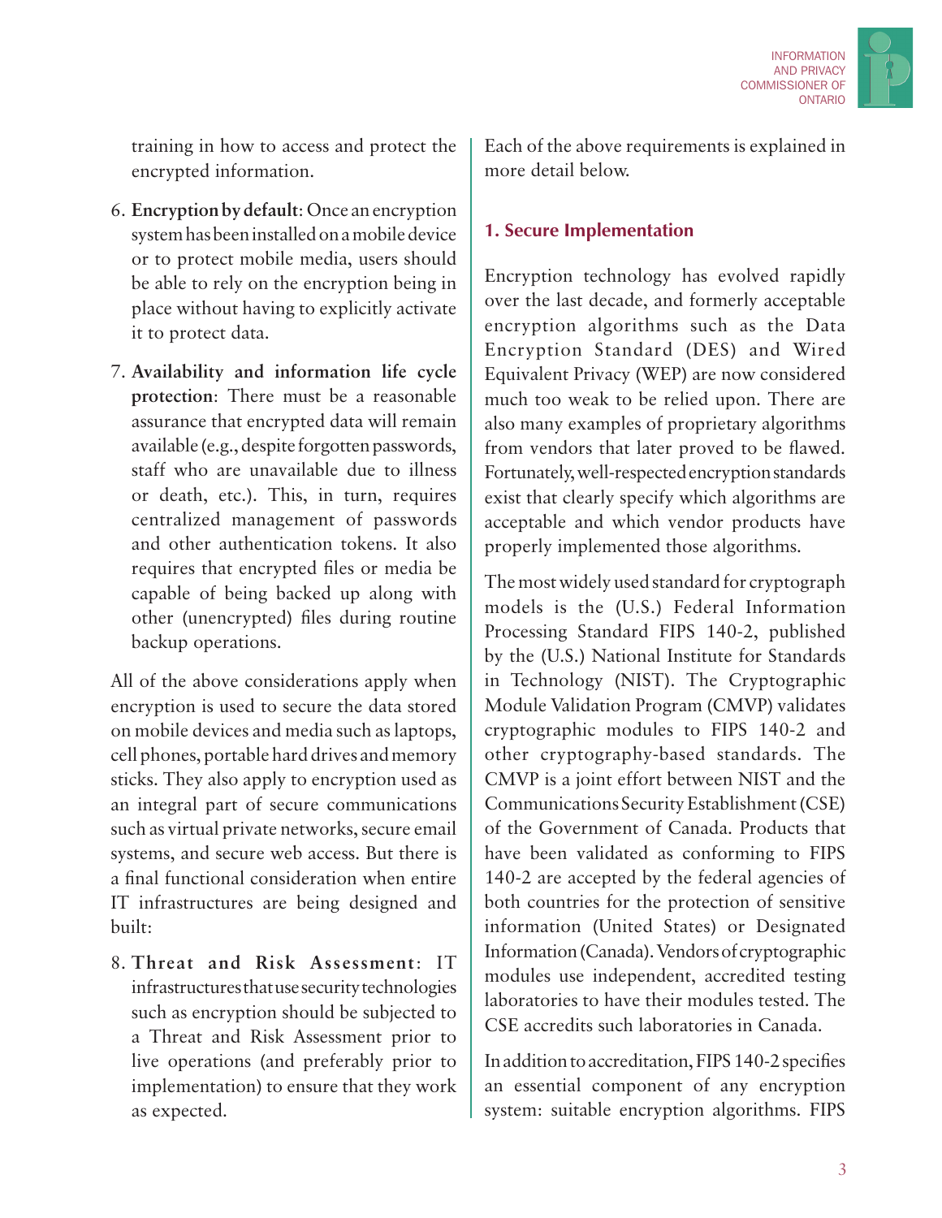training in how to access and protect the encrypted information.

6. **Encryption by default**: Once an encryption system has been installed on a mobile device or to protect mobile media, users should be able to rely on the encryption being in place without having to explicitly activate it to protect data.

7. **Availability and information life cycle protection**: There must be a reasonable assurance that encrypted data will remain available (e.g., despite forgotten passwords, staff who are unavailable due to illness or death, etc.). This, in turn, requires centralized management of passwords and other authentication tokens. It also requires that encrypted files or media be capable of being backed up along with other (unencrypted) files during routine backup operations.

All of the above considerations apply when encryption is used to secure the data stored on mobile devices and media such as laptops, cell phones, portable hard drives and memory sticks. They also apply to encryption used as an integral part of secure communications such as virtual private networks, secure email systems, and secure web access. But there is a final functional consideration when entire IT infrastructures are being designed and built:

8. **Threat and Risk Assessment**: IT infrastructures that use security technologies such as encryption should be subjected to a Threat and Risk Assessment prior to live operations (and preferably prior to implementation) to ensure that they work as expected.

Each of the above requirements is explained in more detail below.

## 1. Secure Implementation

Encryption technology has evolved rapidly over the last decade, and formerly acceptable encryption algorithms such as the Data Encryption Standard (DES) and Wired Equivalent Privacy (WEP) are now considered much too weak to be relied upon. There are also many examples of proprietary algorithms from vendors that later proved to be flawed. Fortunately, well-respected encryption standards exist that clearly specify which algorithms are acceptable and which vendor products have properly implemented those algorithms.

The most widely used standard for cryptograph models is the (U.S.) Federal Information Processing Standard FIPS 140-2, published by the (U.S.) National Institute for Standards in Technology (NIST). The Cryptographic Module Validation Program (CMVP) validates cryptographic modules to FIPS 140-2 and other cryptography-based standards. The CMVP is a joint effort between NIST and the Communications Security Establishment (CSE) of the Government of Canada. Products that have been validated as conforming to FIPS 140-2 are accepted by the federal agencies of both countries for the protection of sensitive information (United States) or Designated Information (Canada). Vendors of cryptographic modules use independent, accredited testing laboratories to have their modules tested. The CSE accredits such laboratories in Canada.

In addition to accreditation, FIPS 140-2 specifies an essential component of any encryption system: suitable encryption algorithms. FIPS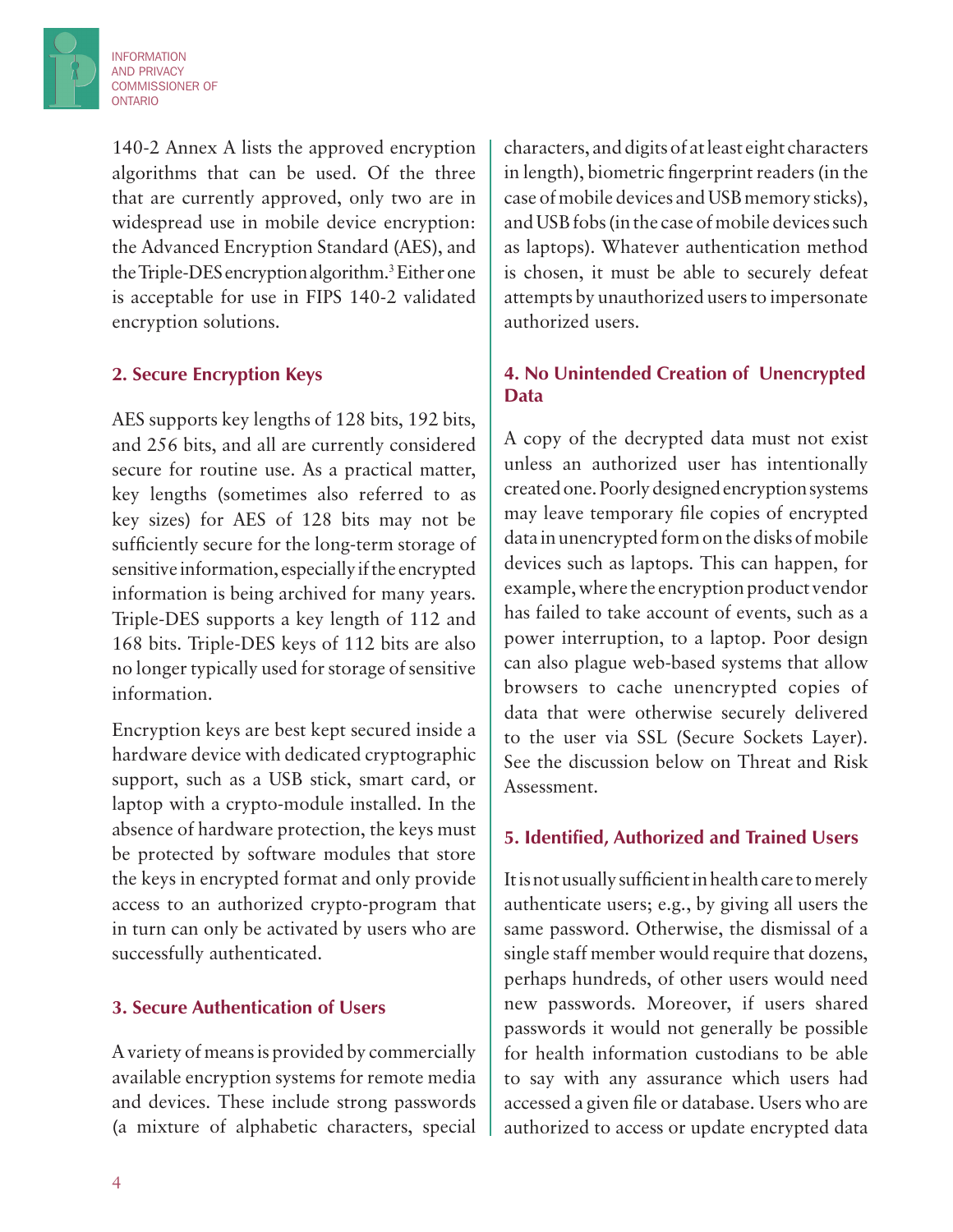140-2 Annex A lists the approved encryption algorithms that can be used. Of the three that are currently approved, only two are in widespread use in mobile device encryption: the Advanced Encryption Standard (AES), and the Triple-DES encryption algorithm.[3] Either one is acceptable for use in FIPS 140-2 validated encryption solutions.

### 2. Secure Encryption Keys

AES supports key lengths of 128 bits, 192 bits, and 256 bits, and all are currently considered secure for routine use. As a practical matter, key lengths (sometimes also referred to as key sizes) for AES of 128 bits may not be sufficiently secure for the long-term storage of sensitive information, especially if the encrypted information is being archived for many years. Triple-DES supports a key length of 112 and 168 bits. Triple-DES keys of 112 bits are also no longer typically used for storage of sensitive information.

Encryption keys are best kept secured inside a hardware device with dedicated cryptographic support, such as a USB stick, smart card, or laptop with a crypto-module installed. In the absence of hardware protection, the keys must be protected by software modules that store the keys in encrypted format and only provide access to an authorized crypto-program that in turn can only be activated by users who are successfully authenticated.

### 3. Secure Authentication of Users

A variety of means is provided by commercially available encryption systems for remote media and devices. These include strong passwords (a mixture of alphabetic characters, special characters, and digits of at least eight characters in length), biometric fingerprint readers (in the case of mobile devices and USB memory sticks), and USB fobs (in the case of mobile devices such as laptops). Whatever authentication method is chosen, it must be able to securely defeat attempts by unauthorized users to impersonate authorized users.

### 4. No Unintended Creation of Unencrypted Data

A copy of the decrypted data must not exist unless an authorized user has intentionally created one. Poorly designed encryption systems may leave temporary file copies of encrypted data in unencrypted form on the disks of mobile devices such as laptops. This can happen, for example, where the encryption product vendor has failed to take account of events, such as a power interruption, to a laptop. Poor design can also plague web-based systems that allow browsers to cache unencrypted copies of data that were otherwise securely delivered to the user via SSL (Secure Sockets Layer). See the discussion below on Threat and Risk Assessment.

### 5. Identified, Authorized and Trained Users

It is not usually sufficient in health care to merely authenticate users; e.g., by giving all users the same password. Otherwise, the dismissal of a single staff member would require that dozens, perhaps hundreds, of other users would need new passwords. Moreover, if users shared passwords it would not generally be possible for health information custodians to be able to say with any assurance which users had accessed a given file or database. Users who are authorized to access or update encrypted data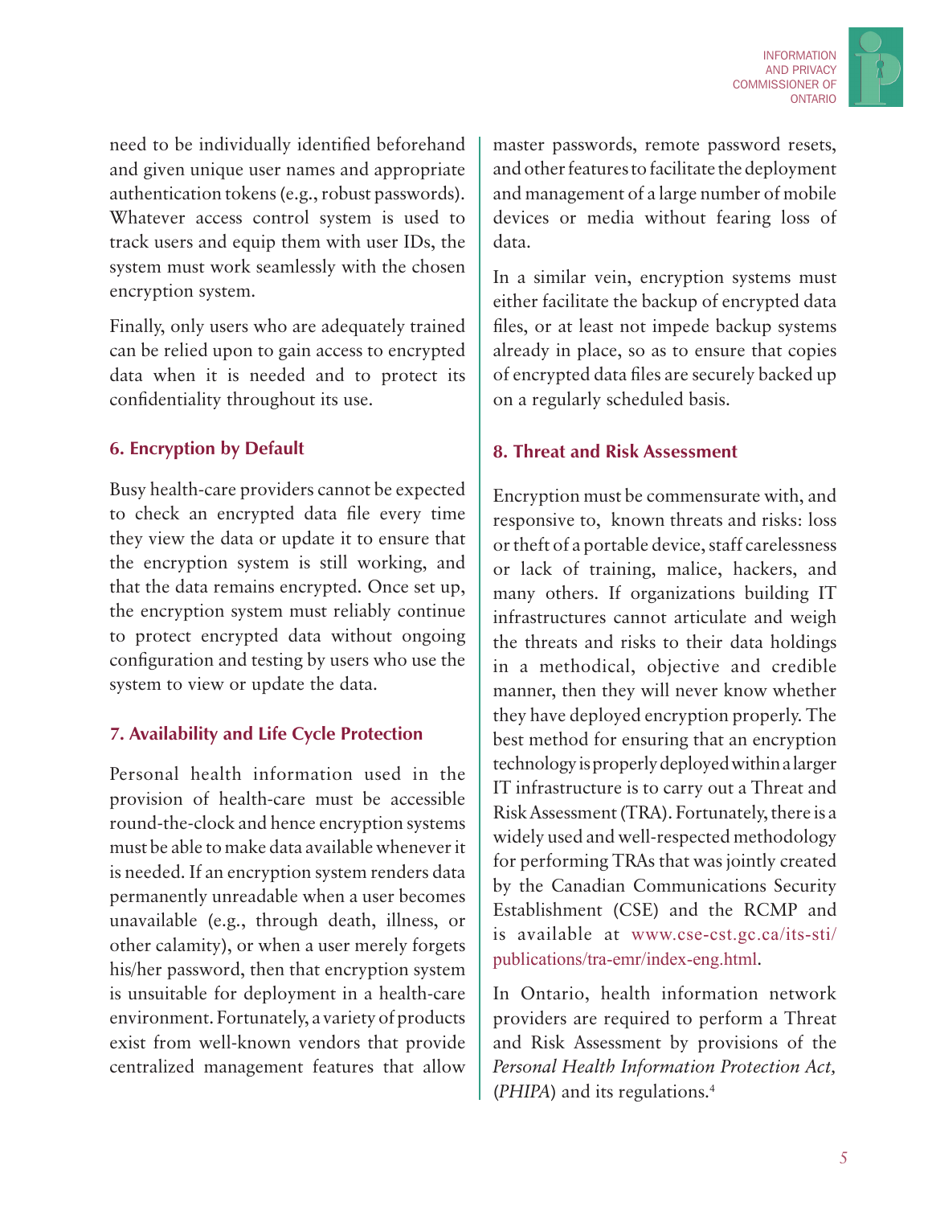need to be individually identified beforehand and given unique user names and appropriate authentication tokens (e.g., robust passwords). Whatever access control system is used to track users and equip them with user IDs, the system must work seamlessly with the chosen encryption system.

Finally, only users who are adequately trained can be relied upon to gain access to encrypted data when it is needed and to protect its confidentiality throughout its use.

### 6. Encryption by Default

Busy health-care providers cannot be expected to check an encrypted data file every time they view the data or update it to ensure that the encryption system is still working, and that the data remains encrypted. Once set up, the encryption system must reliably continue to protect encrypted data without ongoing configuration and testing by users who use the system to view or update the data.

### 7. Availability and Life Cycle Protection

Personal health information used in the provision of health-care must be accessible round-the-clock and hence encryption systems must be able to make data available whenever it is needed. If an encryption system renders data permanently unreadable when a user becomes unavailable (e.g., through death, illness, or other calamity), or when a user merely forgets his/her password, then that encryption system is unsuitable for deployment in a health-care environment. Fortunately, a variety of products exist from well-known vendors that provide centralized management features that allow master passwords, remote password resets, and other features to facilitate the deployment and management of a large number of mobile devices or media without fearing loss of data.

In a similar vein, encryption systems must either facilitate the backup of encrypted data files, or at least not impede backup systems already in place, so as to ensure that copies of encrypted data files are securely backed up on a regularly scheduled basis.

### 8. Threat and Risk Assessment

Encryption must be commensurate with, and responsive to, known threats and risks: loss or theft of a portable device, staff carelessness or lack of training, malice, hackers, and many others. If organizations building IT infrastructures cannot articulate and weigh the threats and risks to their data holdings in a methodical, objective and credible manner, then they will never know whether they have deployed encryption properly. The best method for ensuring that an encryption technology is properly deployed within a larger IT infrastructure is to carry out a Threat and Risk Assessment (TRA). Fortunately, there is a widely used and well-respected methodology for performing TRAs that was jointly created by the Canadian Communications Security Establishment (CSE) and the RCMP and is available at www.cse-cst.gc.ca/its-sti/publications/tra-emr/index-eng.html.

In Ontario, health information network providers are required to perform a Threat and Risk Assessment by provisions of the *Personal Health Information Protection Act,* (*PHIPA*) and its regulations.[4]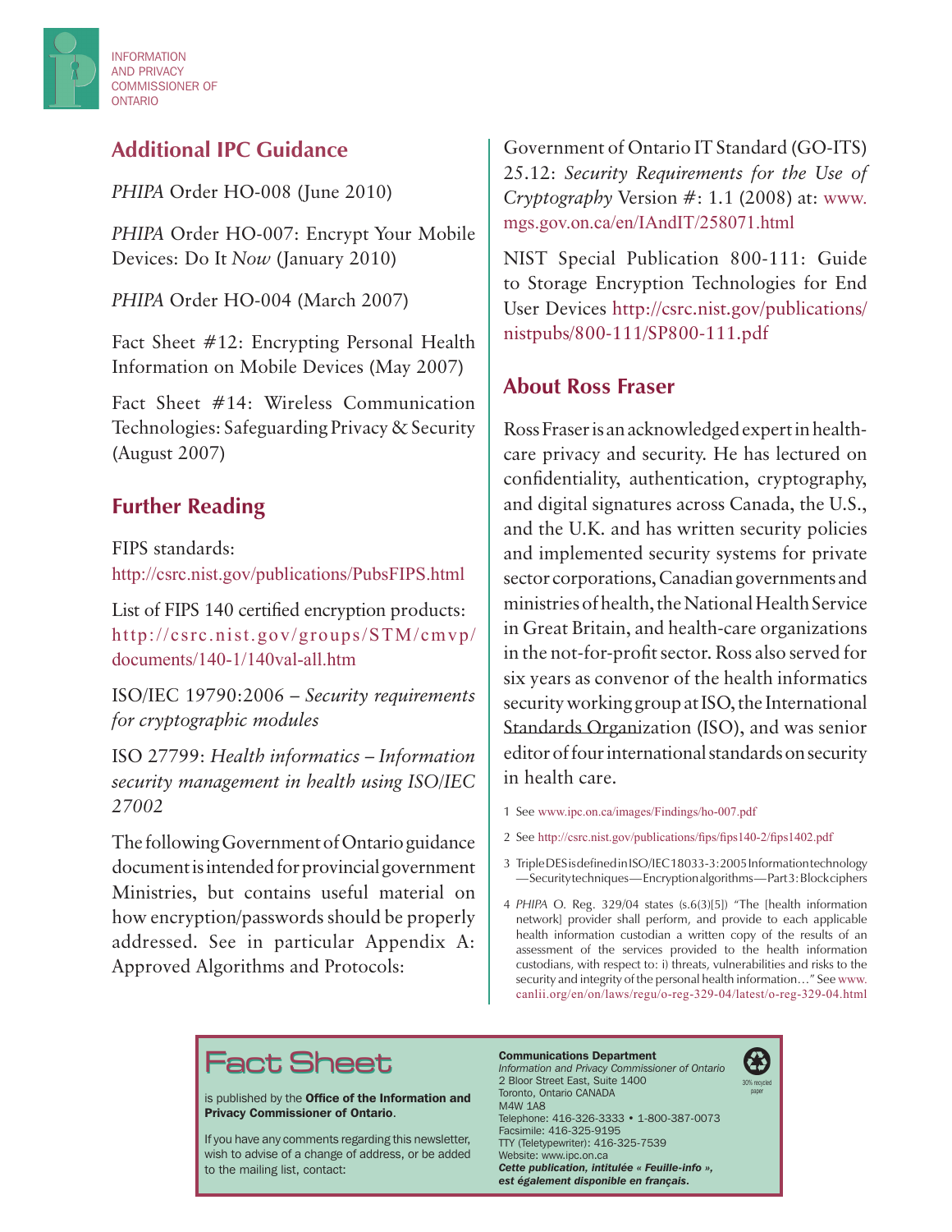## Additional IPC Guidance

*PHIPA* Order HO-008 (June 2010)

*PHIPA* Order HO-007: Encrypt Your Mobile Devices: Do It *Now* (January 2010)

*PHIPA* Order HO-004 (March 2007)

Fact Sheet #12: Encrypting Personal Health Information on Mobile Devices (May 2007)

Fact Sheet #14: Wireless Communication Technologies: Safeguarding Privacy & Security (August 2007)

## Further Reading

FIPS standards:
http://csrc.nist.gov/publications/PubsFIPS.html

List of FIPS 140 certified encryption products:
http://csrc.nist.gov/groups/STM/cmvp/documents/140-1/140val-all.htm

ISO/IEC 19790:2006 – *Security requirements for cryptographic modules*

ISO 27799: *Health informatics – Information security management in health using ISO/IEC 27002*

The following Government of Ontario guidance document is intended for provincial government Ministries, but contains useful material on how encryption/passwords should be properly addressed. See in particular Appendix A: Approved Algorithms and Protocols:

Government of Ontario IT Standard (GO-ITS) 25.12: *Security Requirements for the Use of Cryptography* Version #: 1.1 (2008) at: www.mgs.gov.on.ca/en/IAndIT/258071.html

NIST Special Publication 800-111: Guide to Storage Encryption Technologies for End User Devices http://csrc.nist.gov/publications/nistpubs/800-111/SP800-111.pdf

## About Ross Fraser

Ross Fraser is an acknowledged expert in health-care privacy and security. He has lectured on confidentiality, authentication, cryptography, and digital signatures across Canada, the U.S., and the U.K. and has written security policies and implemented security systems for private sector corporations, Canadian governments and ministries of health, the National Health Service in Great Britain, and health-care organizations in the not-for-profit sector. Ross also served for six years as convenor of the health informatics security working group at ISO, the International Standards Organization (ISO), and was senior editor of four international standards on security in health care.

1 See www.ipc.on.ca/images/Findings/ho-007.pdf

2 See http://csrc.nist.gov/publications/fips/fips140-2/fips1402.pdf

3 Triple DES is defined in ISO/IEC 18033-3:2005 Information technology —Security techniques—Encryption algorithms—Part 3: Block ciphers

4 *PHIPA* O. Reg. 329/04 states (s.6(3)[5]) "The [health information network] provider shall perform, and provide to each applicable health information custodian a written copy of the results of an assessment of the services provided to the health information custodians, with respect to: i) threats, vulnerabilities and risks to the security and integrity of the personal health information…" See www.canlii.org/en/on/laws/regu/o-reg-329-04/latest/o-reg-329-04.html

**Fact Sheet**

is published by the **Office of the Information and Privacy Commissioner of Ontario**.

If you have any comments regarding this newsletter, wish to advise of a change of address, or be added to the mailing list, contact:

**Communications Department**
*Information and Privacy Commissioner of Ontario*
2 Bloor Street East, Suite 1400
Toronto, Ontario CANADA
M4W 1A8
Telephone: 416-326-3333 • 1-800-387-0073
Facsimile: 416-325-9195
TTY (Teletypewriter): 416-325-7539
Website: www.ipc.on.ca
***Cette publication, intitulée « Feuille-info », est également disponible en français.***

30% recycled paper